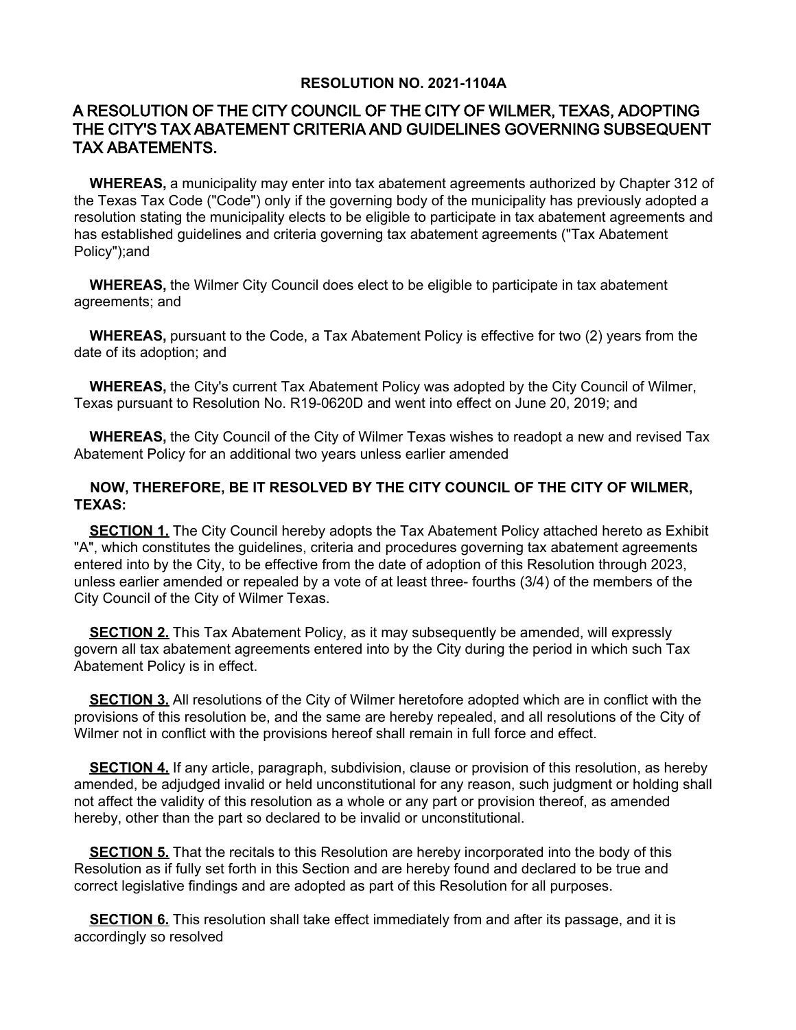**RESOLUTION NO. 2021-1104A**

# A RESOLUTION OF THE CITY COUNCIL OF THE CITY OF WILMER, TEXAS, ADOPTING THE CITY'S TAX ABATEMENT CRITERIA AND GUIDELINES GOVERNING SUBSEQUENT TAX ABATEMENTS.

**WHEREAS,** a municipality may enter into tax abatement agreements authorized by Chapter 312 of the Texas Tax Code ("Code") only if the governing body of the municipality has previously adopted a resolution stating the municipality elects to be eligible to participate in tax abatement agreements and has established guidelines and criteria governing tax abatement agreements ("Tax Abatement Policy");and

**WHEREAS,** the Wilmer City Council does elect to be eligible to participate in tax abatement agreements; and

**WHEREAS,** pursuant to the Code, a Tax Abatement Policy is effective for two (2) years from the date of its adoption; and

**WHEREAS,** the City's current Tax Abatement Policy was adopted by the City Council of Wilmer, Texas pursuant to Resolution No. R19-0620D and went into effect on June 20, 2019; and

**WHEREAS,** the City Council of the City of Wilmer Texas wishes to readopt a new and revised Tax Abatement Policy for an additional two years unless earlier amended

**NOW, THEREFORE, BE IT RESOLVED BY THE CITY COUNCIL OF THE CITY OF WILMER, TEXAS:**

**SECTION 1.** The City Council hereby adopts the Tax Abatement Policy attached hereto as Exhibit "A", which constitutes the guidelines, criteria and procedures governing tax abatement agreements entered into by the City, to be effective from the date of adoption of this Resolution through 2023, unless earlier amended or repealed by a vote of at least three- fourths (3/4) of the members of the City Council of the City of Wilmer Texas.

**SECTION 2.** This Tax Abatement Policy, as it may subsequently be amended, will expressly govern all tax abatement agreements entered into by the City during the period in which such Tax Abatement Policy is in effect.

**SECTION 3.** All resolutions of the City of Wilmer heretofore adopted which are in conflict with the provisions of this resolution be, and the same are hereby repealed, and all resolutions of the City of Wilmer not in conflict with the provisions hereof shall remain in full force and effect.

**SECTION 4.** If any article, paragraph, subdivision, clause or provision of this resolution, as hereby amended, be adjudged invalid or held unconstitutional for any reason, such judgment or holding shall not affect the validity of this resolution as a whole or any part or provision thereof, as amended hereby, other than the part so declared to be invalid or unconstitutional.

**SECTION 5.** That the recitals to this Resolution are hereby incorporated into the body of this Resolution as if fully set forth in this Section and are hereby found and declared to be true and correct legislative findings and are adopted as part of this Resolution for all purposes.

**SECTION 6.** This resolution shall take effect immediately from and after its passage, and it is accordingly so resolved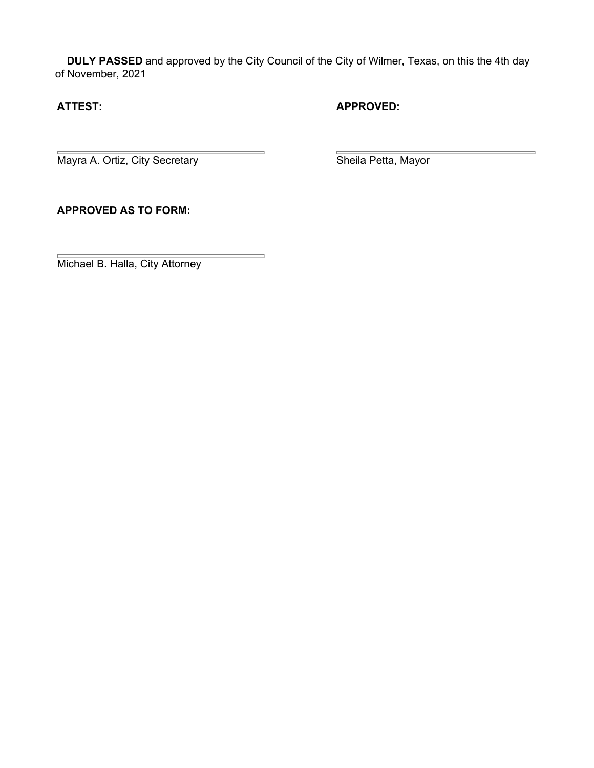**DULY PASSED** and approved by the City Council of the City of Wilmer, Texas, on this the 4th day of November, 2021

**ATTEST:**

\_\_\_\_\_\_\_\_\_\_\_\_\_\_\_\_\_\_\_\_\_\_\_\_\_\_\_\_\_\_\_\_\_\_\_\_

Mayra A. Ortiz, City Secretary

**APPROVED:**

\_\_\_\_\_\_\_\_\_\_\_\_\_\_\_\_\_\_\_\_\_\_\_\_\_\_\_\_\_\_\_\_\_\_\_\_

Sheila Petta, Mayor

**APPROVED AS TO FORM:**

\_\_\_\_\_\_\_\_\_\_\_\_\_\_\_\_\_\_\_\_\_\_\_\_\_\_\_\_\_\_\_\_\_\_\_\_

Michael B. Halla, City Attorney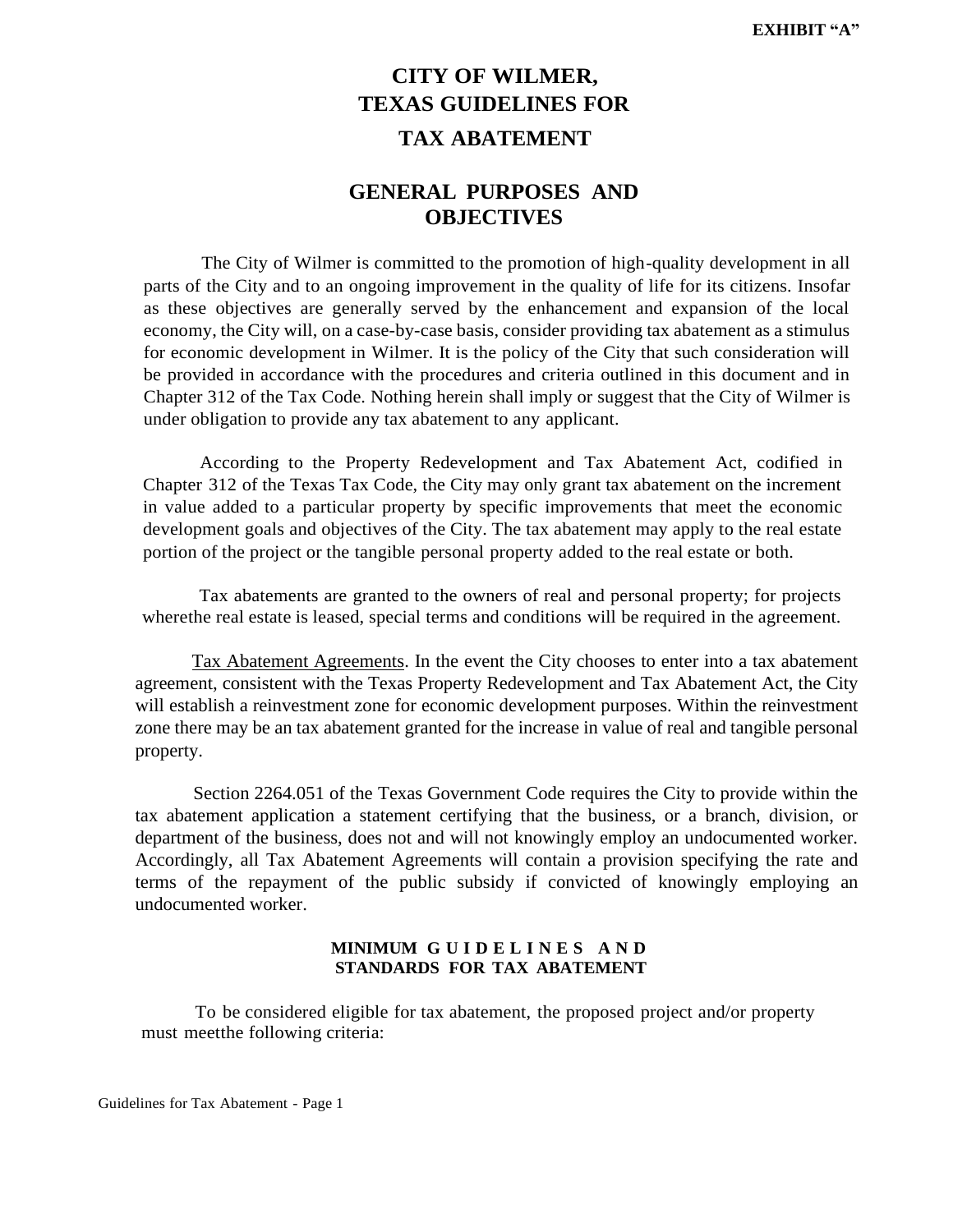**EXHIBIT "A"**

# CITY OF WILMER, TEXAS GUIDELINES FOR TAX ABATEMENT

## GENERAL PURPOSES AND OBJECTIVES

The City of Wilmer is committed to the promotion of high-quality development in all parts of the City and to an ongoing improvement in the quality of life for its citizens. Insofar as these objectives are generally served by the enhancement and expansion of the local economy, the City will, on a case-by-case basis, consider providing tax abatement as a stimulus for economic development in Wilmer. It is the policy of the City that such consideration will be provided in accordance with the procedures and criteria outlined in this document and in Chapter 312 of the Tax Code. Nothing herein shall imply or suggest that the City of Wilmer is under obligation to provide any tax abatement to any applicant.

According to the Property Redevelopment and Tax Abatement Act, codified in Chapter 312 of the Texas Tax Code, the City may only grant tax abatement on the increment in value added to a particular property by specific improvements that meet the economic development goals and objectives of the City. The tax abatement may apply to the real estate portion of the project or the tangible personal property added to the real estate or both.

Tax abatements are granted to the owners of real and personal property; for projects wherethe real estate is leased, special terms and conditions will be required in the agreement.

Tax Abatement Agreements. In the event the City chooses to enter into a tax abatement agreement, consistent with the Texas Property Redevelopment and Tax Abatement Act, the City will establish a reinvestment zone for economic development purposes. Within the reinvestment zone there may be an tax abatement granted for the increase in value of real and tangible personal property.

Section 2264.051 of the Texas Government Code requires the City to provide within the tax abatement application a statement certifying that the business, or a branch, division, or department of the business, does not and will not knowingly employ an undocumented worker. Accordingly, all Tax Abatement Agreements will contain a provision specifying the rate and terms of the repayment of the public subsidy if convicted of knowingly employing an undocumented worker.

### MINIMUM GUIDELINES AND STANDARDS FOR TAX ABATEMENT

To be considered eligible for tax abatement, the proposed project and/or property must meetthe following criteria: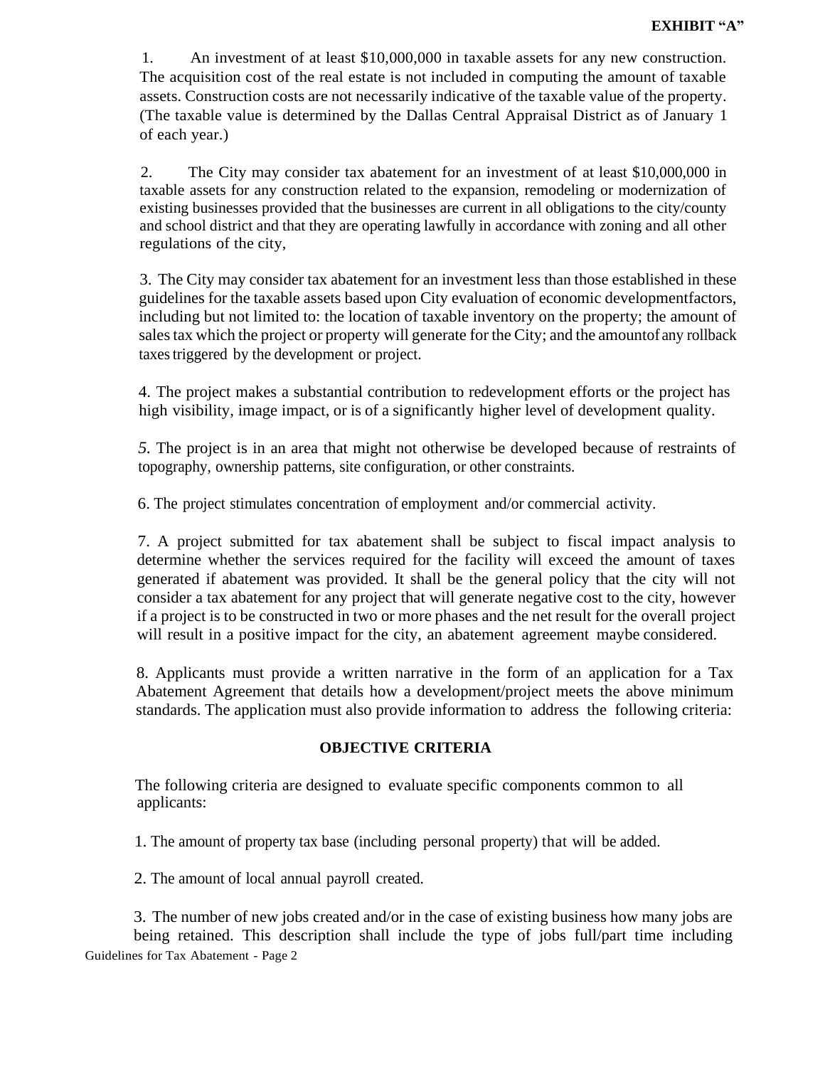**EXHIBIT "A"**

1. An investment of at least $10,000,000 in taxable assets for any new construction. The acquisition cost of the real estate is not included in computing the amount of taxable assets. Construction costs are not necessarily indicative of the taxable value of the property. (The taxable value is determined by the Dallas Central Appraisal District as of January 1 of each year.)

2. The City may consider tax abatement for an investment of at least $10,000,000 in taxable assets for any construction related to the expansion, remodeling or modernization of existing businesses provided that the businesses are current in all obligations to the city/county and school district and that they are operating lawfully in accordance with zoning and all other regulations of the city,

3. The City may consider tax abatement for an investment less than those established in these guidelines for the taxable assets based upon City evaluation of economic developmentfactors, including but not limited to: the location of taxable inventory on the property; the amount of sales tax which the project or property will generate for the City; and the amountof any rollback taxes triggered by the development or project.

4. The project makes a substantial contribution to redevelopment efforts or the project has high visibility, image impact, or is of a significantly higher level of development quality.

5. The project is in an area that might not otherwise be developed because of restraints of topography, ownership patterns, site configuration, or other constraints.

6. The project stimulates concentration of employment and/or commercial activity.

7. A project submitted for tax abatement shall be subject to fiscal impact analysis to determine whether the services required for the facility will exceed the amount of taxes generated if abatement was provided. It shall be the general policy that the city will not consider a tax abatement for any project that will generate negative cost to the city, however if a project is to be constructed in two or more phases and the net result for the overall project will result in a positive impact for the city, an abatement agreement maybe considered.

8. Applicants must provide a written narrative in the form of an application for a Tax Abatement Agreement that details how a development/project meets the above minimum standards. The application must also provide information to address the following criteria:

**OBJECTIVE CRITERIA**

The following criteria are designed to evaluate specific components common to all applicants:

1. The amount of property tax base (including personal property) that will be added.

2. The amount of local annual payroll created.

3. The number of new jobs created and/or in the case of existing business how many jobs are being retained. This description shall include the type of jobs full/part time including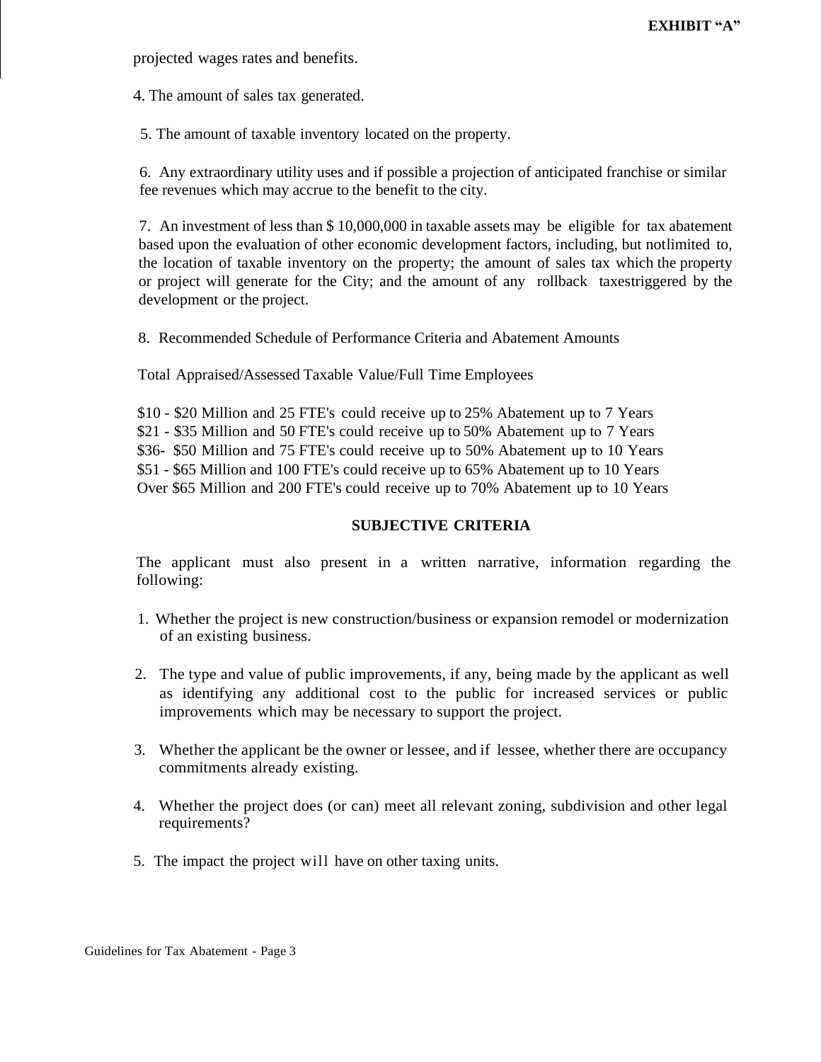projected wages rates and benefits.

4. The amount of sales tax generated.

5. The amount of taxable inventory located on the property.

6. Any extraordinary utility uses and if possible a projection of anticipated franchise or similar fee revenues which may accrue to the benefit to the city.

7. An investment of less than $ 10,000,000 in taxable assets may be eligible for tax abatement based upon the evaluation of other economic development factors, including, but notlimited to, the location of taxable inventory on the property; the amount of sales tax which the property or project will generate for the City; and the amount of any rollback taxestriggered by the development or the project.

8. Recommended Schedule of Performance Criteria and Abatement Amounts

Total Appraised/Assessed Taxable Value/Full Time Employees

$10 - $20 Million and 25 FTE's could receive up to 25% Abatement up to 7 Years
$21 - $35 Million and 50 FTE's could receive up to 50% Abatement up to 7 Years
$36- $50 Million and 75 FTE's could receive up to 50% Abatement up to 10 Years
$51 - $65 Million and 100 FTE's could receive up to 65% Abatement up to 10 Years
Over $65 Million and 200 FTE's could receive up to 70% Abatement up to 10 Years

## SUBJECTIVE CRITERIA

The applicant must also present in a written narrative, information regarding the following:

1. Whether the project is new construction/business or expansion remodel or modernization of an existing business.

2. The type and value of public improvements, if any, being made by the applicant as well as identifying any additional cost to the public for increased services or public improvements which may be necessary to support the project.

3. Whether the applicant be the owner or lessee, and if lessee, whether there are occupancy commitments already existing.

4. Whether the project does (or can) meet all relevant zoning, subdivision and other legal requirements?

5. The impact the project will have on other taxing units.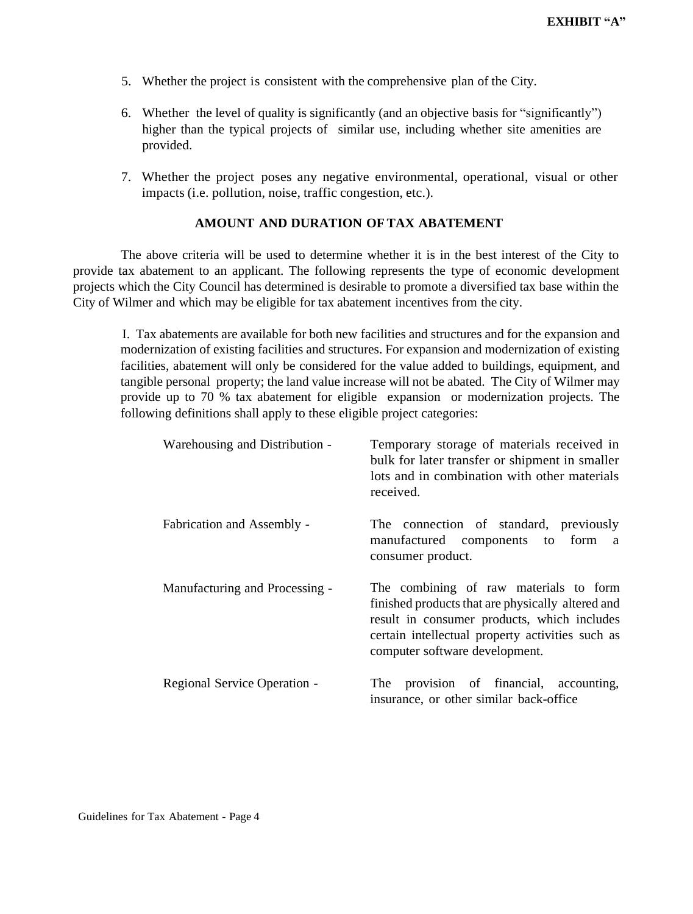EXHIBIT "A"

5. Whether the project is consistent with the comprehensive plan of the City.

6. Whether the level of quality is significantly (and an objective basis for "significantly") higher than the typical projects of similar use, including whether site amenities are provided.

7. Whether the project poses any negative environmental, operational, visual or other impacts (i.e. pollution, noise, traffic congestion, etc.).

## AMOUNT AND DURATION OF TAX ABATEMENT

The above criteria will be used to determine whether it is in the best interest of the City to provide tax abatement to an applicant. The following represents the type of economic development projects which the City Council has determined is desirable to promote a diversified tax base within the City of Wilmer and which may be eligible for tax abatement incentives from the city.

I. Tax abatements are available for both new facilities and structures and for the expansion and modernization of existing facilities and structures. For expansion and modernization of existing facilities, abatement will only be considered for the value added to buildings, equipment, and tangible personal property; the land value increase will not be abated. The City of Wilmer may provide up to 70 % tax abatement for eligible expansion or modernization projects. The following definitions shall apply to these eligible project categories:

| | |
|---|---|
| Warehousing and Distribution - | Temporary storage of materials received in bulk for later transfer or shipment in smaller lots and in combination with other materials received. |
| Fabrication and Assembly - | The connection of standard, previously manufactured components to form a consumer product. |
| Manufacturing and Processing - | The combining of raw materials to form finished products that are physically altered and result in consumer products, which includes certain intellectual property activities such as computer software development. |
| Regional Service Operation - | The provision of financial, accounting, insurance, or other similar back-office |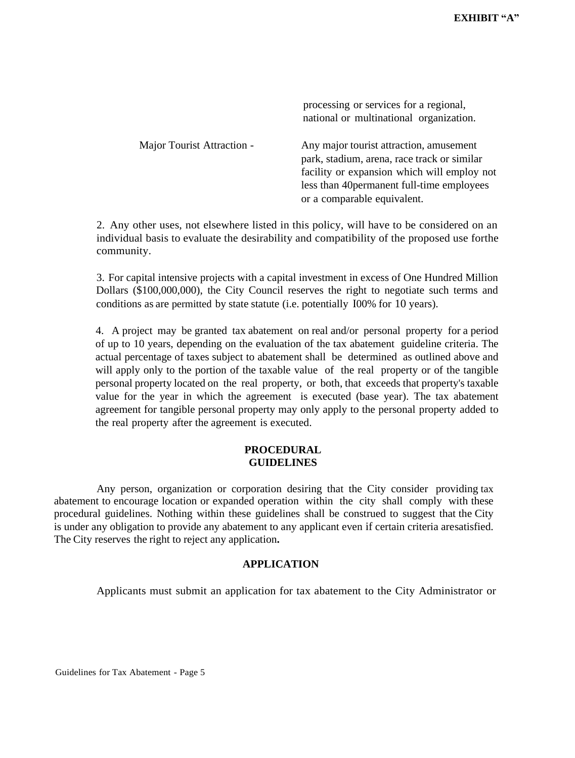processing or services for a regional, national or multinational organization.

Major Tourist Attraction - Any major tourist attraction, amusement park, stadium, arena, race track or similar facility or expansion which will employ not less than 40permanent full-time employees or a comparable equivalent.

2. Any other uses, not elsewhere listed in this policy, will have to be considered on an individual basis to evaluate the desirability and compatibility of the proposed use forthe community.

3. For capital intensive projects with a capital investment in excess of One Hundred Million Dollars ($100,000,000), the City Council reserves the right to negotiate such terms and conditions as are permitted by state statute (i.e. potentially I00% for 10 years).

4. A project may be granted tax abatement on real and/or personal property for a period of up to 10 years, depending on the evaluation of the tax abatement guideline criteria. The actual percentage of taxes subject to abatement shall be determined as outlined above and will apply only to the portion of the taxable value of the real property or of the tangible personal property located on the real property, or both, that exceeds that property's taxable value for the year in which the agreement is executed (base year). The tax abatement agreement for tangible personal property may only apply to the personal property added to the real property after the agreement is executed.

## PROCEDURAL GUIDELINES

Any person, organization or corporation desiring that the City consider providing tax abatement to encourage location or expanded operation within the city shall comply with these procedural guidelines. Nothing within these guidelines shall be construed to suggest that the City is under any obligation to provide any abatement to any applicant even if certain criteria aresatisfied. The City reserves the right to reject any application**.**

## APPLICATION

Applicants must submit an application for tax abatement to the City Administrator or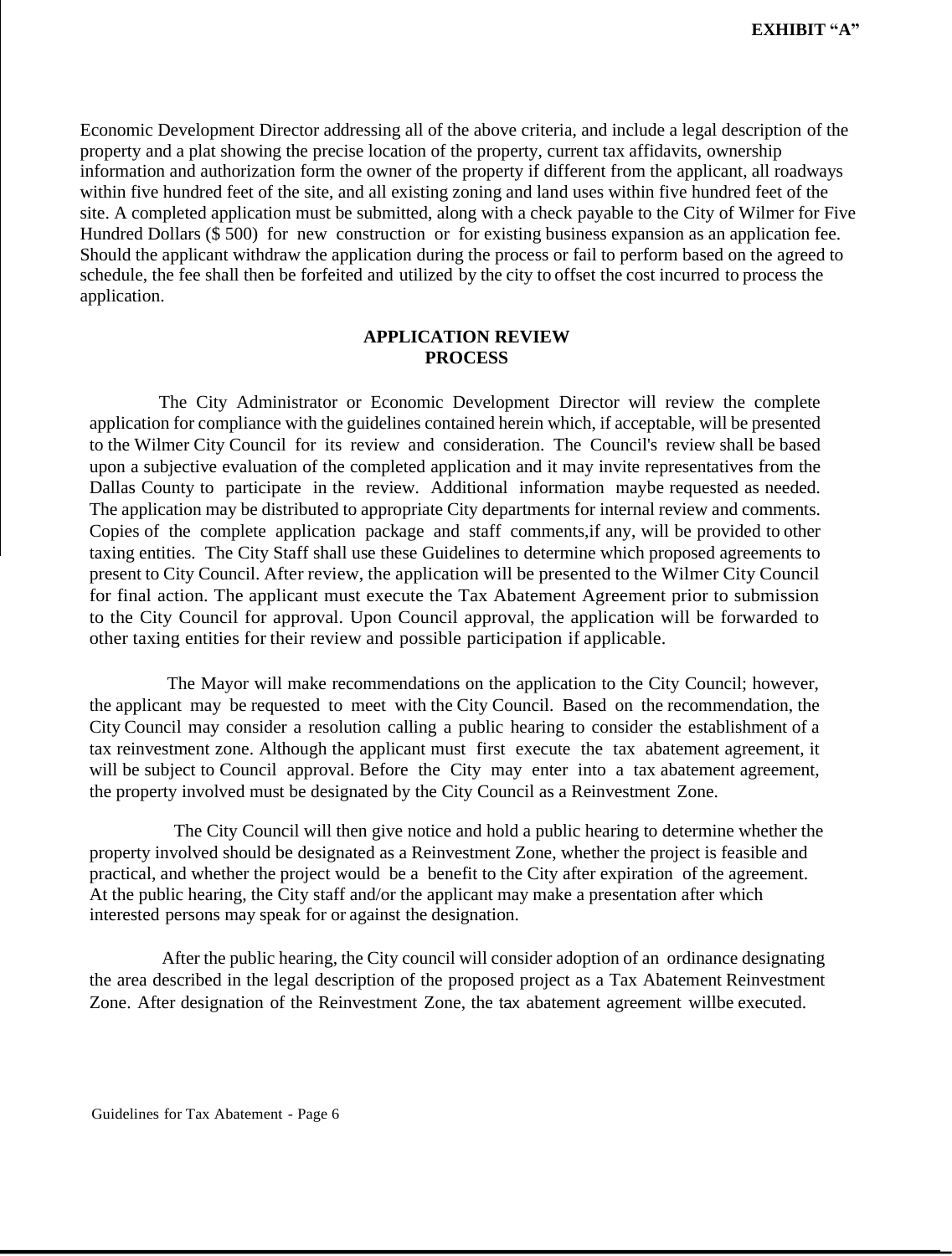Economic Development Director addressing all of the above criteria, and include a legal description of the property and a plat showing the precise location of the property, current tax affidavits, ownership information and authorization form the owner of the property if different from the applicant, all roadways within five hundred feet of the site, and all existing zoning and land uses within five hundred feet of the site. A completed application must be submitted, along with a check payable to the City of Wilmer for Five Hundred Dollars ($ 500) for new construction or for existing business expansion as an application fee. Should the applicant withdraw the application during the process or fail to perform based on the agreed to schedule, the fee shall then be forfeited and utilized by the city to offset the cost incurred to process the application.

## APPLICATION REVIEW PROCESS

The City Administrator or Economic Development Director will review the complete application for compliance with the guidelines contained herein which, if acceptable, will be presented to the Wilmer City Council for its review and consideration. The Council's review shall be based upon a subjective evaluation of the completed application and it may invite representatives from the Dallas County to participate in the review. Additional information maybe requested as needed. The application may be distributed to appropriate City departments for internal review and comments. Copies of the complete application package and staff comments,if any, will be provided to other taxing entities. The City Staff shall use these Guidelines to determine which proposed agreements to present to City Council. After review, the application will be presented to the Wilmer City Council for final action. The applicant must execute the Tax Abatement Agreement prior to submission to the City Council for approval. Upon Council approval, the application will be forwarded to other taxing entities for their review and possible participation if applicable.

The Mayor will make recommendations on the application to the City Council; however, the applicant may be requested to meet with the City Council. Based on the recommendation, the City Council may consider a resolution calling a public hearing to consider the establishment of a tax reinvestment zone. Although the applicant must first execute the tax abatement agreement, it will be subject to Council approval. Before the City may enter into a tax abatement agreement, the property involved must be designated by the City Council as a Reinvestment Zone.

The City Council will then give notice and hold a public hearing to determine whether the property involved should be designated as a Reinvestment Zone, whether the project is feasible and practical, and whether the project would be a benefit to the City after expiration of the agreement. At the public hearing, the City staff and/or the applicant may make a presentation after which interested persons may speak for or against the designation.

After the public hearing, the City council will consider adoption of an ordinance designating the area described in the legal description of the proposed project as a Tax Abatement Reinvestment Zone. After designation of the Reinvestment Zone, the tax abatement agreement willbe executed.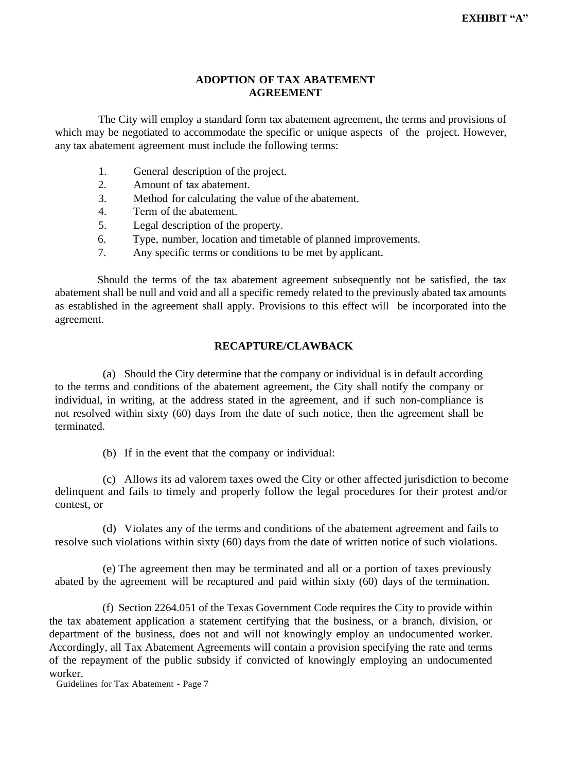**EXHIBIT "A"**

## ADOPTION OF TAX ABATEMENT AGREEMENT

The City will employ a standard form tax abatement agreement, the terms and provisions of which may be negotiated to accommodate the specific or unique aspects of the project. However, any tax abatement agreement must include the following terms:

1. General description of the project.
2. Amount of tax abatement.
3. Method for calculating the value of the abatement.
4. Term of the abatement.
5. Legal description of the property.
6. Type, number, location and timetable of planned improvements.
7. Any specific terms or conditions to be met by applicant.

Should the terms of the tax abatement agreement subsequently not be satisfied, the tax abatement shall be null and void and all a specific remedy related to the previously abated tax amounts as established in the agreement shall apply. Provisions to this effect will be incorporated into the agreement.

## RECAPTURE/CLAWBACK

(a) Should the City determine that the company or individual is in default according to the terms and conditions of the abatement agreement, the City shall notify the company or individual, in writing, at the address stated in the agreement, and if such non-compliance is not resolved within sixty (60) days from the date of such notice, then the agreement shall be terminated.

(b) If in the event that the company or individual:

(c) Allows its ad valorem taxes owed the City or other affected jurisdiction to become delinquent and fails to timely and properly follow the legal procedures for their protest and/or contest, or

(d) Violates any of the terms and conditions of the abatement agreement and fails to resolve such violations within sixty (60) days from the date of written notice of such violations.

(e) The agreement then may be terminated and all or a portion of taxes previously abated by the agreement will be recaptured and paid within sixty (60) days of the termination.

(f) Section 2264.051 of the Texas Government Code requires the City to provide within the tax abatement application a statement certifying that the business, or a branch, division, or department of the business, does not and will not knowingly employ an undocumented worker. Accordingly, all Tax Abatement Agreements will contain a provision specifying the rate and terms of the repayment of the public subsidy if convicted of knowingly employing an undocumented worker.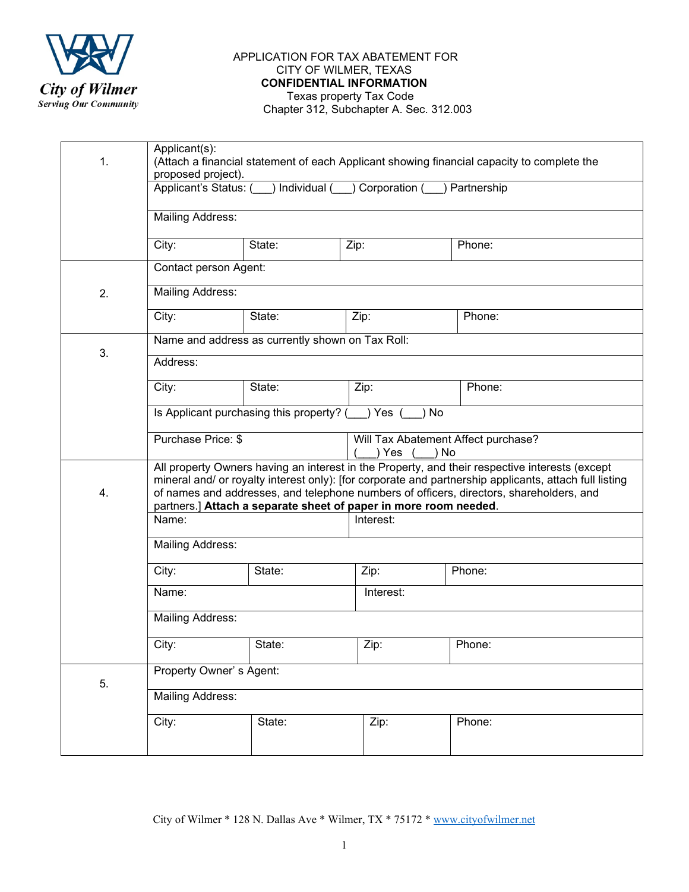City of Wilmer
*Serving Our Community*

APPLICATION FOR TAX ABATEMENT FOR
CITY OF WILMER, TEXAS
**CONFIDENTIAL INFORMATION**
Texas property Tax Code
Chapter 312, Subchapter A. Sec. 312.003

| | | | | |
|---|---|---|---|---|
| 1. | Applicant(s): (Attach a financial statement of each Applicant showing financial capacity to complete the proposed project). | | | |
| | Applicant's Status: (\_\_\_) Individual (\_\_\_) Corporation (\_\_\_) Partnership | | | |
| | Mailing Address: | | | |
| | City: | State: | Zip: | Phone: |
| 2. | Contact person Agent: | | | |
| | Mailing Address: | | | |
| | City: | State: | Zip: | Phone: |
| 3. | Name and address as currently shown on Tax Roll: | | | |
| | Address: | | | |
| | City: | State: | Zip: | Phone: |
| | Is Applicant purchasing this property? (\_\_\_) Yes (\_\_\_) No | | | |
| | Purchase Price: $ | | Will Tax Abatement Affect purchase? (\_\_\_) Yes (\_\_\_) No | |
| 4. | All property Owners having an interest in the Property, and their respective interests (except mineral and/ or royalty interest only): [for corporate and partnership applicants, attach full listing of names and addresses, and telephone numbers of officers, directors, shareholders, and partners.] **Attach a separate sheet of paper in more room needed**. | | | |
| | Name: | | Interest: | |
| | Mailing Address: | | | |
| | City: | State: | Zip: | Phone: |
| | Name: | | Interest: | |
| | Mailing Address: | | | |
| | City: | State: | Zip: | Phone: |
| 5. | Property Owner' s Agent: | | | |
| | Mailing Address: | | | |
| | City: | State: | Zip: | Phone: |

City of Wilmer * 128 N. Dallas Ave * Wilmer, TX * 75172 * www.cityofwilmer.net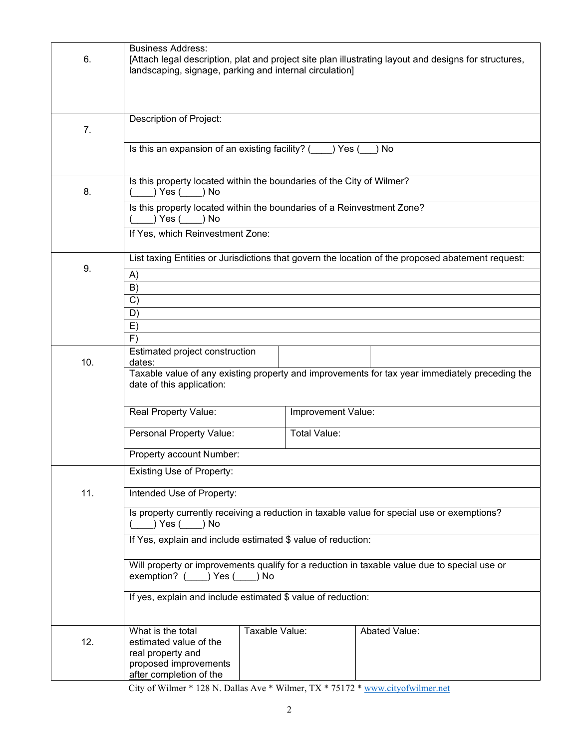| | | | |
|---|---|---|---|
| 6. | Business Address:<br>[Attach legal description, plat and project site plan illustrating layout and designs for structures, landscaping, signage, parking and internal circulation] | | |
| 7. | Description of Project: | | |
| | Is this an expansion of an existing facility? (____) Yes (___) No | | |
| 8. | Is this property located within the boundaries of the City of Wilmer?<br>(____) Yes (____) No | | |
| | Is this property located within the boundaries of a Reinvestment Zone?<br>(____) Yes (____) No | | |
| | If Yes, which Reinvestment Zone: | | |
| 9. | List taxing Entities or Jurisdictions that govern the location of the proposed abatement request: | | |
| | A) | | |
| | B) | | |
| | C) | | |
| | D) | | |
| | E) | | |
| | F) | | |
| 10. | Estimated project construction dates: | | |
| | Taxable value of any existing property and improvements for tax year immediately preceding the date of this application: | | |
| | Real Property Value: | Improvement Value: | |
| | Personal Property Value: | Total Value: | |
| | Property account Number: | | |
| 11. | Existing Use of Property: | | |
| | Intended Use of Property: | | |
| | Is property currently receiving a reduction in taxable value for special use or exemptions?<br>(____) Yes (____) No | | |
| | If Yes, explain and include estimated $ value of reduction: | | |
| | Will property or improvements qualify for a reduction in taxable value due to special use or exemption? (____) Yes (____) No | | |
| | If yes, explain and include estimated $ value of reduction: | | |
| 12. | What is the total estimated value of the real property and proposed improvements after completion of the | Taxable Value: | Abated Value: |

City of Wilmer * 128 N. Dallas Ave * Wilmer, TX * 75172 * www.cityofwilmer.net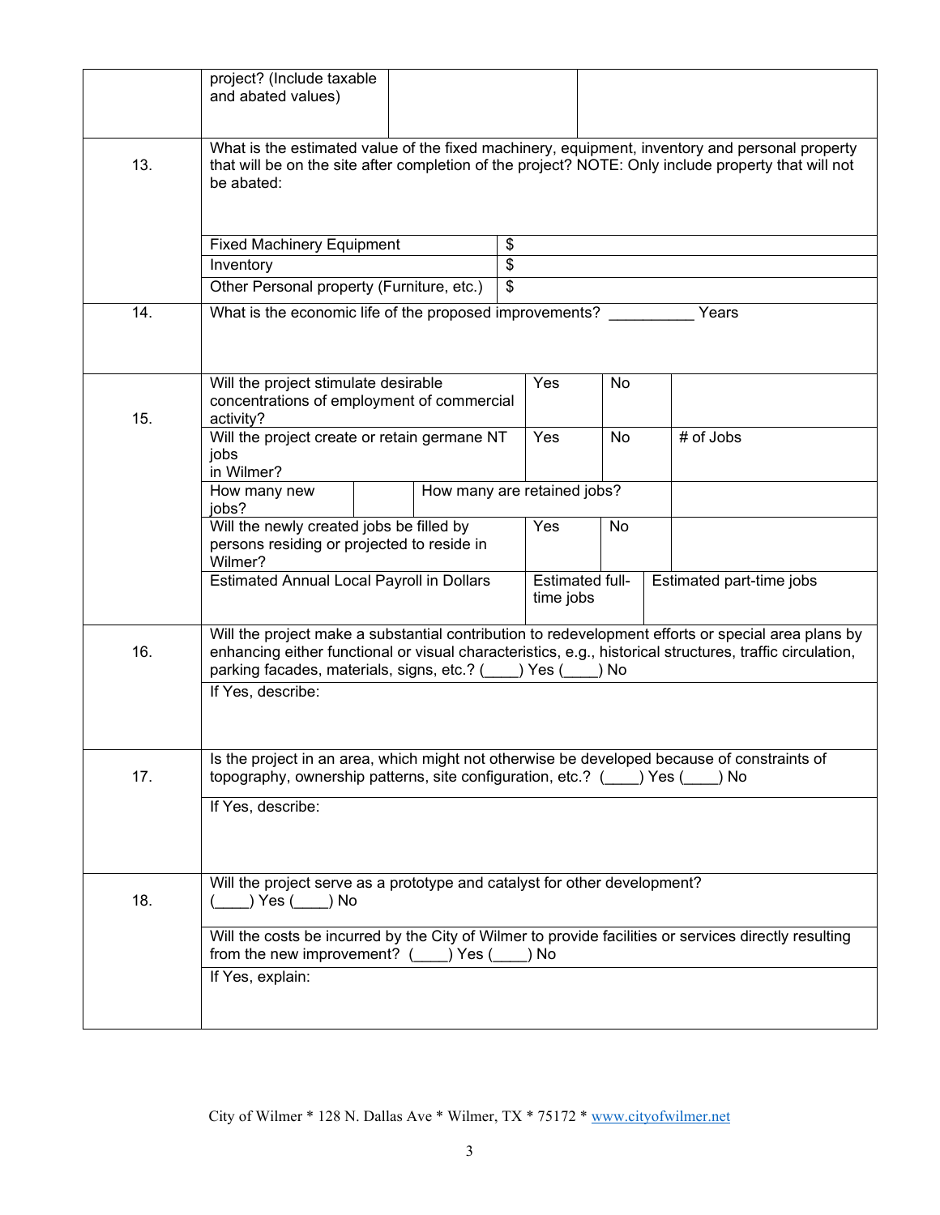|  | project? (Include taxable and abated values) |  |  |
|---|---|---|---|
| 13. | What is the estimated value of the fixed machinery, equipment, inventory and personal property that will be on the site after completion of the project? NOTE: Only include property that will not be abated: | | |
|  | Fixed Machinery Equipment | $ | |
|  | Inventory | $ | |
|  | Other Personal property (Furniture, etc.) | $ | |
| 14. | What is the economic life of the proposed improvements? __________ Years | | |

| 15. | | | | |
|---|---|---|---|---|
|  | Will the project stimulate desirable concentrations of employment of commercial activity? | Yes | No |  |
|  | Will the project create or retain germane NT jobs in Wilmer? | Yes | No | # of Jobs |
|  | How many new jobs? |  | How many are retained jobs? |  |
|  | Will the newly created jobs be filled by persons residing or projected to reside in Wilmer? | Yes | No |  |
|  | Estimated Annual Local Payroll in Dollars | Estimated full-time jobs | | Estimated part-time jobs |

| | |
|---|---|
| 16. | Will the project make a substantial contribution to redevelopment efforts or special area plans by enhancing either functional or visual characteristics, e.g., historical structures, traffic circulation, parking facades, materials, signs, etc.? (____) Yes (____) No |
|  | If Yes, describe: |
| 17. | Is the project in an area, which might not otherwise be developed because of constraints of topography, ownership patterns, site configuration, etc.? (____) Yes (____) No |
|  | If Yes, describe: |
| 18. | Will the project serve as a prototype and catalyst for other development? (____) Yes (____) No |
|  | Will the costs be incurred by the City of Wilmer to provide facilities or services directly resulting from the new improvement? (____) Yes (____) No |
|  | If Yes, explain: |

City of Wilmer * 128 N. Dallas Ave * Wilmer, TX * 75172 * www.cityofwilmer.net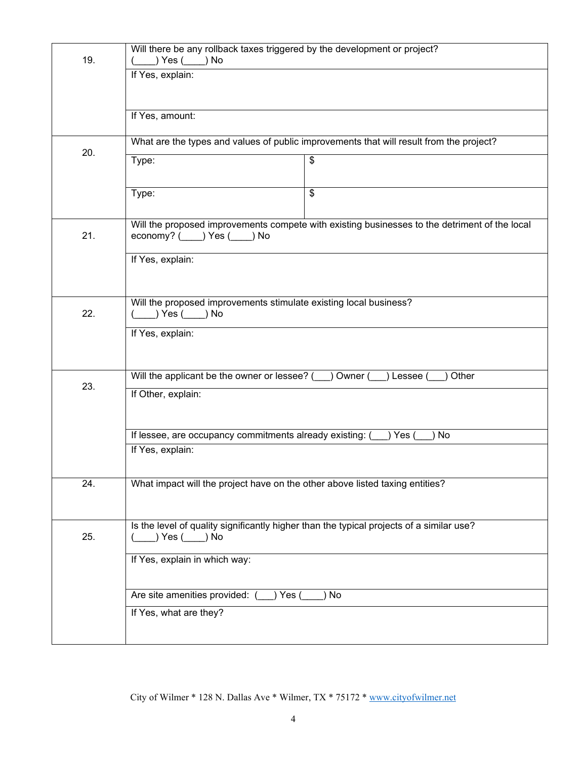| | | |
|---|---|---|
| 19. | Will there be any rollback taxes triggered by the development or project? (____) Yes (____) No | |
| | If Yes, explain: | |
| | If Yes, amount: | |
| 20. | What are the types and values of public improvements that will result from the project? | |
| | Type: | $ |
| | Type: | $ |
| 21. | Will the proposed improvements compete with existing businesses to the detriment of the local economy? (____) Yes (____) No | |
| | If Yes, explain: | |
| 22. | Will the proposed improvements stimulate existing local business? (____) Yes (____) No | |
| | If Yes, explain: | |
| 23. | Will the applicant be the owner or lessee? (___) Owner (___) Lessee (___) Other | |
| | If Other, explain: | |
| | If lessee, are occupancy commitments already existing: (___) Yes (___) No | |
| | If Yes, explain: | |
| 24. | What impact will the project have on the other above listed taxing entities? | |
| 25. | Is the level of quality significantly higher than the typical projects of a similar use? (____) Yes (____) No | |
| | If Yes, explain in which way: | |
| | Are site amenities provided: (___) Yes (____) No | |
| | If Yes, what are they? | |

City of Wilmer * 128 N. Dallas Ave * Wilmer, TX * 75172 * www.cityofwilmer.net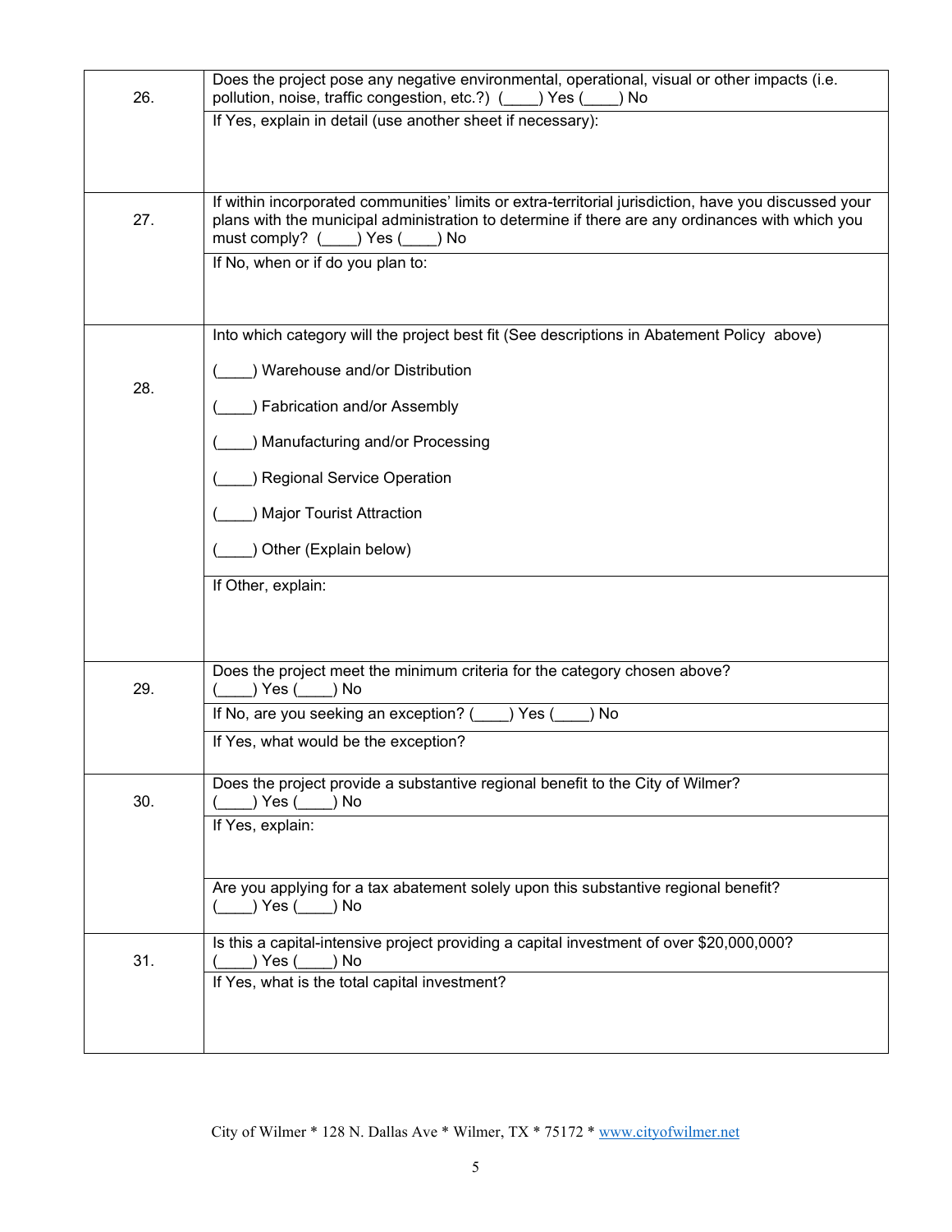| | |
|---|---|
| 26. | Does the project pose any negative environmental, operational, visual or other impacts (i.e. pollution, noise, traffic congestion, etc.?) (____) Yes (____) No |
| | If Yes, explain in detail (use another sheet if necessary): |
| 27. | If within incorporated communities' limits or extra-territorial jurisdiction, have you discussed your plans with the municipal administration to determine if there are any ordinances with which you must comply? (____) Yes (____) No |
| | If No, when or if do you plan to: |
| 28. | Into which category will the project best fit (See descriptions in Abatement Policy above)<br><br>(____) Warehouse and/or Distribution<br><br>(____) Fabrication and/or Assembly<br><br>(____) Manufacturing and/or Processing<br><br>(____) Regional Service Operation<br><br>(____) Major Tourist Attraction<br><br>(____) Other (Explain below) |
| | If Other, explain: |
| 29. | Does the project meet the minimum criteria for the category chosen above? (____) Yes (____) No |
| | If No, are you seeking an exception? (____) Yes (____) No |
| | If Yes, what would be the exception? |
| 30. | Does the project provide a substantive regional benefit to the City of Wilmer? (____) Yes (____) No |
| | If Yes, explain: |
| | Are you applying for a tax abatement solely upon this substantive regional benefit? (____) Yes (____) No |
| 31. | Is this a capital-intensive project providing a capital investment of over $20,000,000? (____) Yes (____) No |
| | If Yes, what is the total capital investment? |

City of Wilmer * 128 N. Dallas Ave * Wilmer, TX * 75172 * www.cityofwilmer.net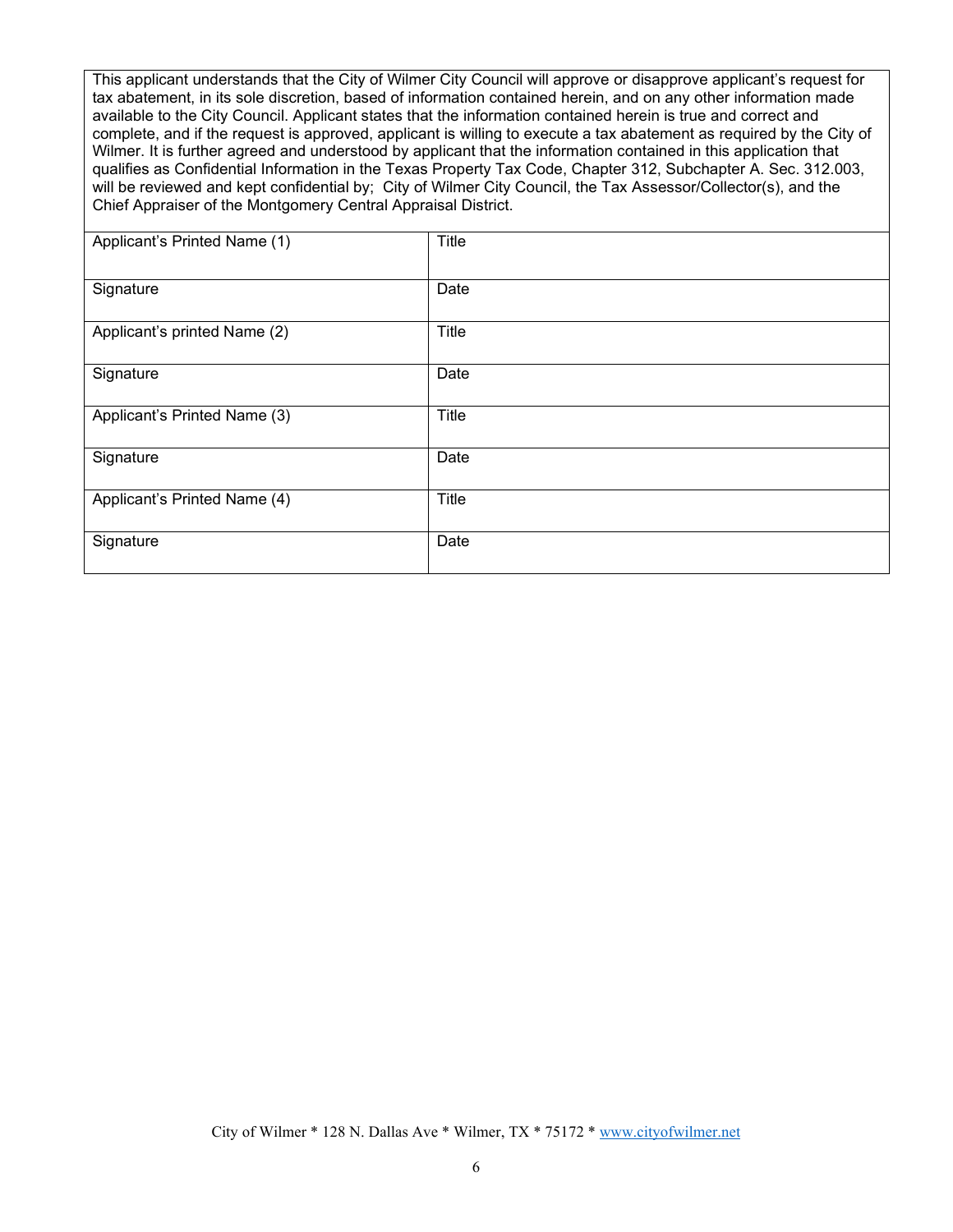This applicant understands that the City of Wilmer City Council will approve or disapprove applicant's request for tax abatement, in its sole discretion, based of information contained herein, and on any other information made available to the City Council. Applicant states that the information contained herein is true and correct and complete, and if the request is approved, applicant is willing to execute a tax abatement as required by the City of Wilmer. It is further agreed and understood by applicant that the information contained in this application that qualifies as Confidential Information in the Texas Property Tax Code, Chapter 312, Subchapter A. Sec. 312.003, will be reviewed and kept confidential by; City of Wilmer City Council, the Tax Assessor/Collector(s), and the Chief Appraiser of the Montgomery Central Appraisal District.

| | |
|---|---|
| Applicant's Printed Name (1) | Title |
| Signature | Date |
| Applicant's printed Name (2) | Title |
| Signature | Date |
| Applicant's Printed Name (3) | Title |
| Signature | Date |
| Applicant's Printed Name (4) | Title |
| Signature | Date |

City of Wilmer * 128 N. Dallas Ave * Wilmer, TX * 75172 * www.cityofwilmer.net